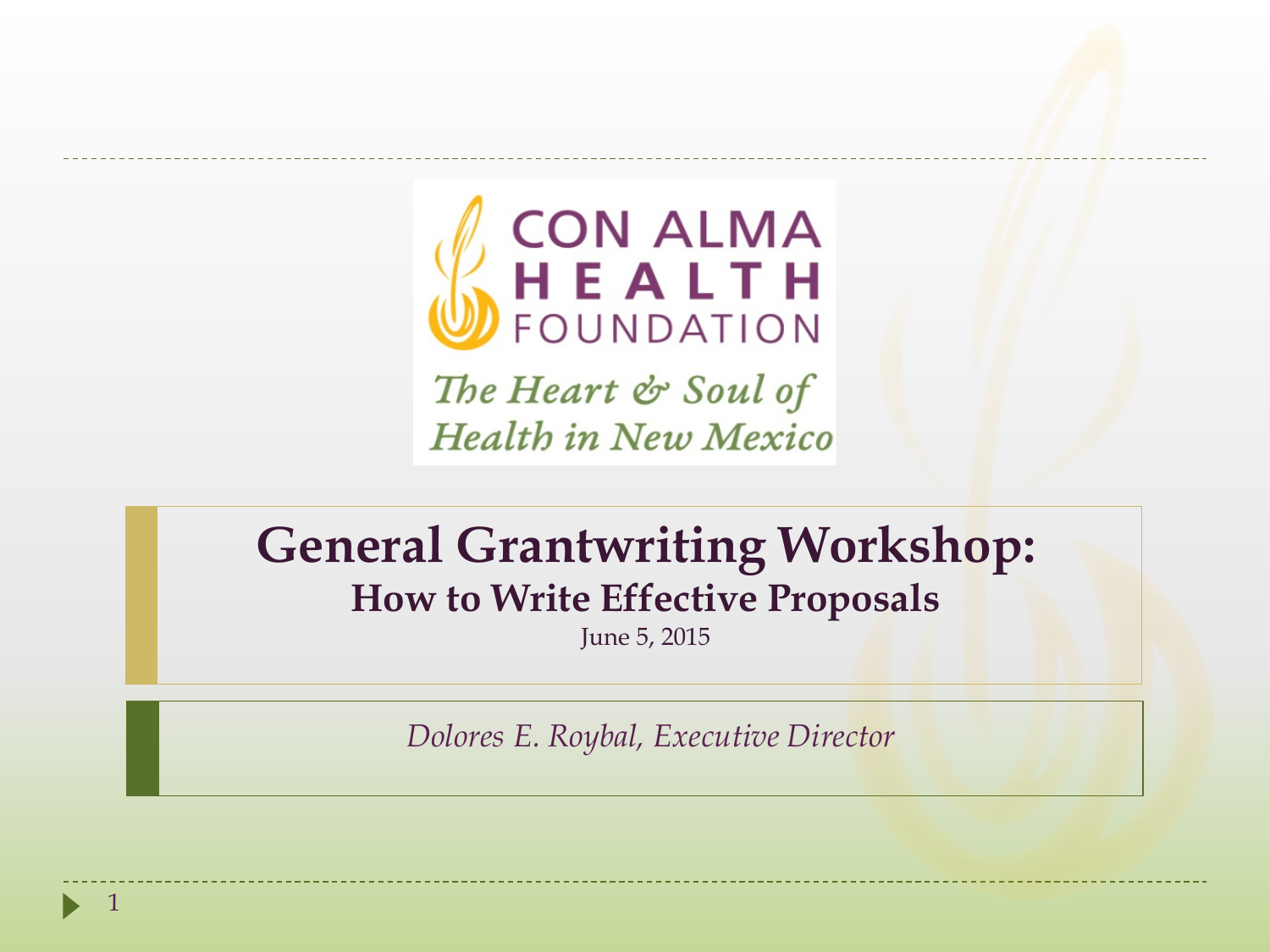CON ALMA HEALTH FOUNDATION

*The Heart & Soul of Health in New Mexico*

# General Grantwriting Workshop:

## How to Write Effective Proposals

June 5, 2015

*Dolores E. Roybal, Executive Director*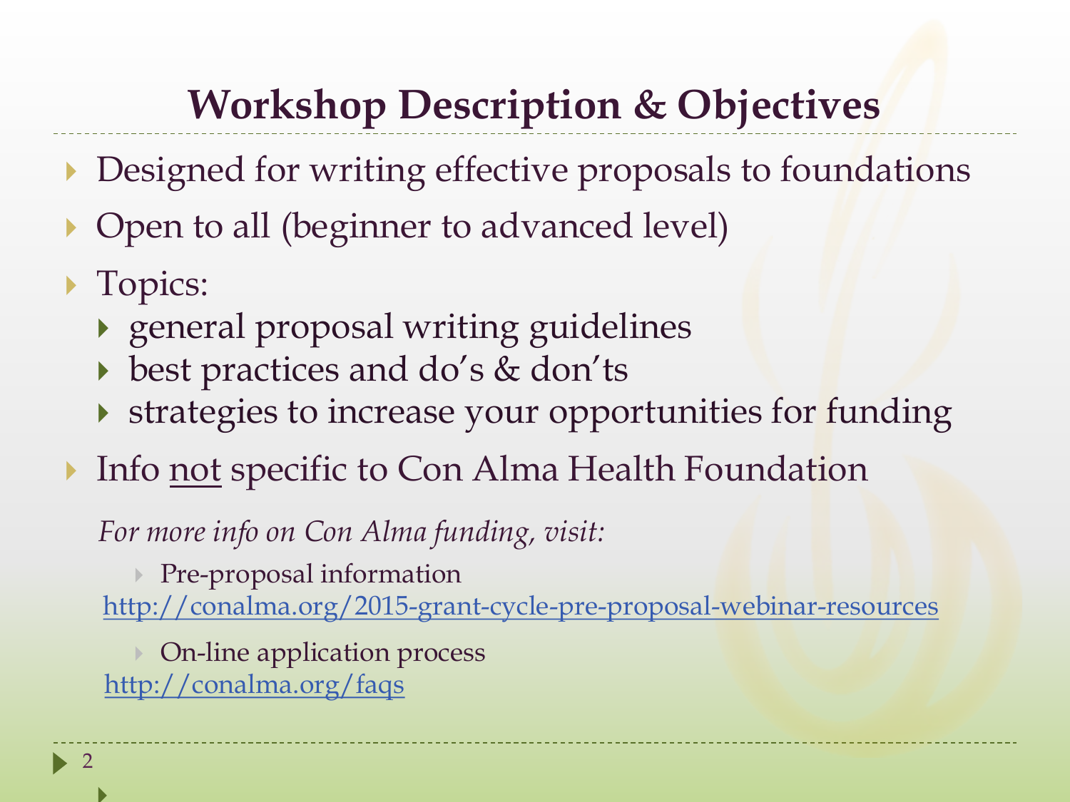# Workshop Description & Objectives

- Designed for writing effective proposals to foundations
- Open to all (beginner to advanced level)
- Topics:
  - general proposal writing guidelines
  - best practices and do's & don'ts
  - strategies to increase your opportunities for funding
- Info <u>not</u> specific to Con Alma Health Foundation

*For more info on Con Alma funding, visit:*

- Pre-proposal information

  http://conalma.org/2015-grant-cycle-pre-proposal-webinar-resources

- On-line application process

  http://conalma.org/faqs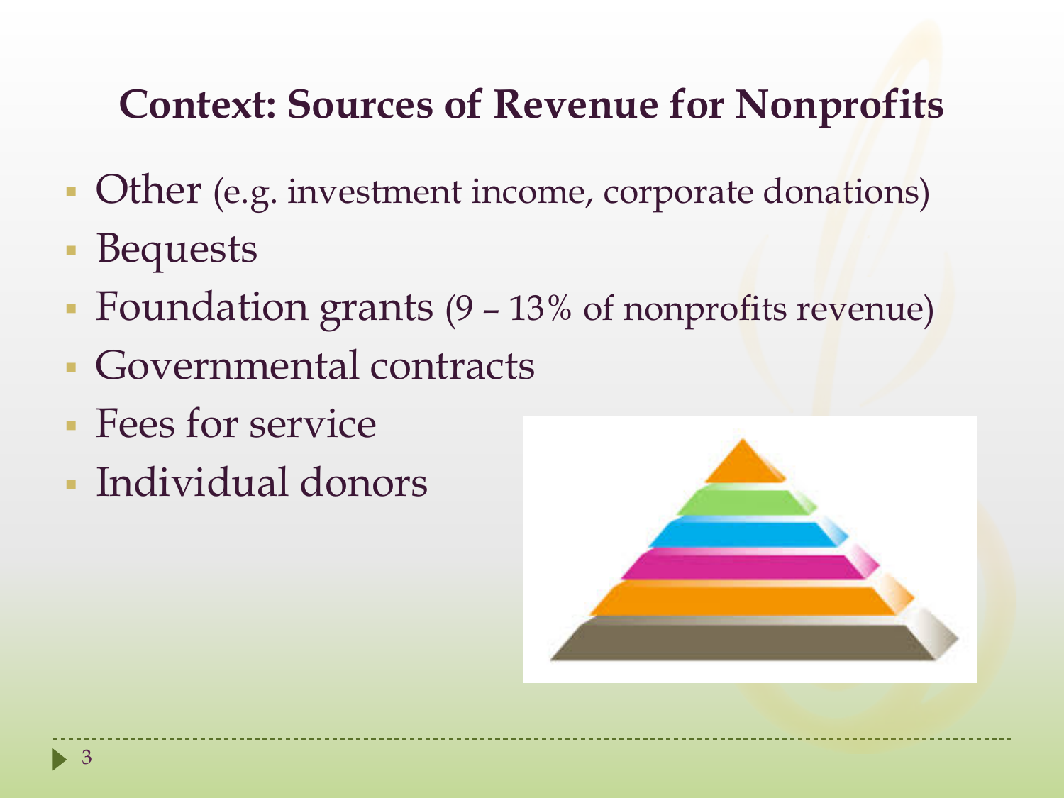## Context: Sources of Revenue for Nonprofits

- Other (e.g. investment income, corporate donations)
- Bequests
- Foundation grants (9 – 13% of nonprofits revenue)
- Governmental contracts
- Fees for service
- Individual donors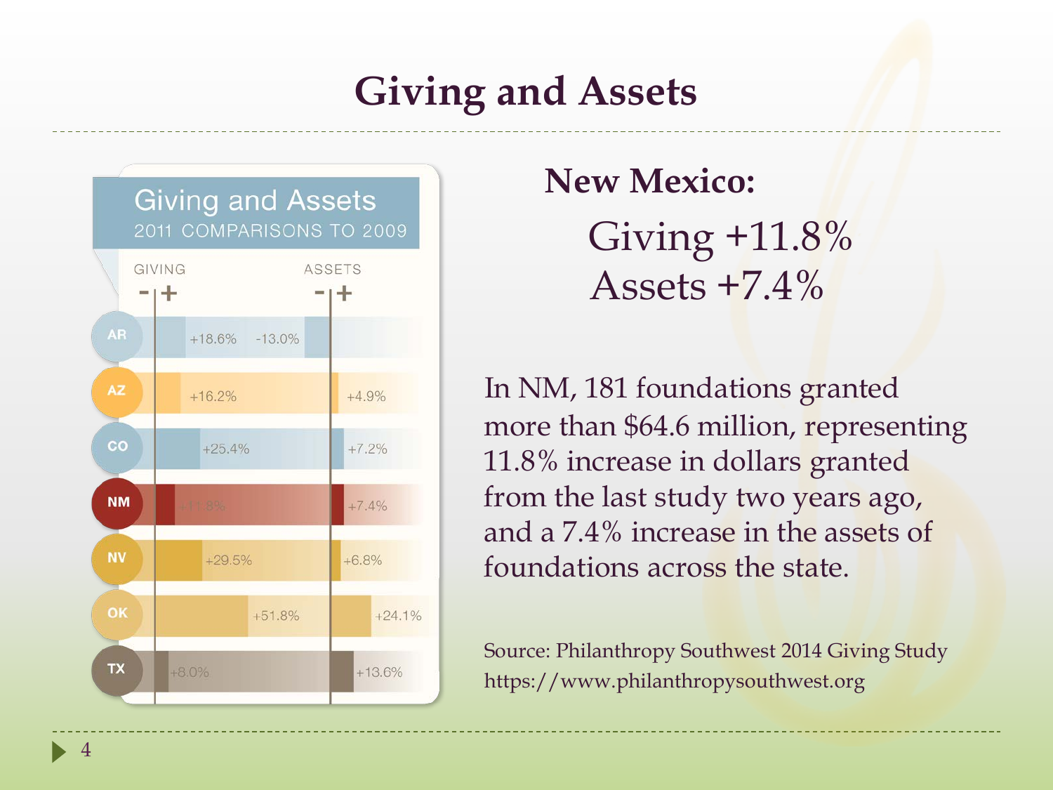# Giving and Assets

## Giving and Assets

2011 COMPARISONS TO 2009

| State | Giving | Assets |
|---|---|---|
| AR | +18.6% | -13.0% |
| AZ | +16.2% | +4.9% |
| CO | +25.4% | +7.2% |
| NM | +11.8% | +7.4% |
| NV | +29.5% | +6.8% |
| OK | +51.8% | +24.1% |
| TX | +8.0% | +13.6% |

**New Mexico:**

Giving +11.8%
Assets +7.4%

In NM, 181 foundations granted more than $64.6 million, representing 11.8% increase in dollars granted from the last study two years ago, and a 7.4% increase in the assets of foundations across the state.

Source: Philanthropy Southwest 2014 Giving Study
https://www.philanthropysouthwest.org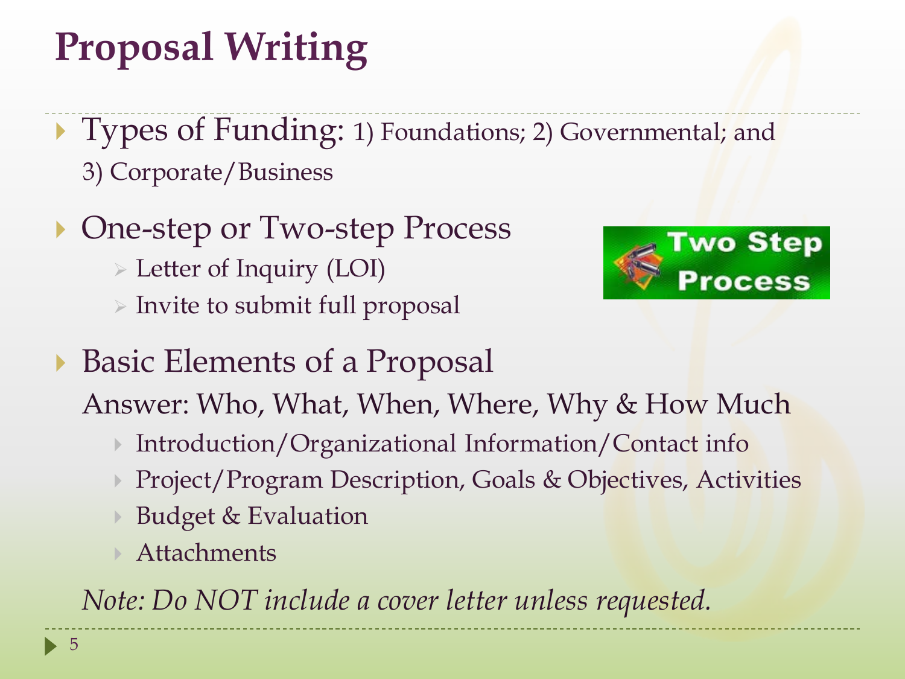# Proposal Writing

- Types of Funding: 1) Foundations; 2) Governmental; and 3) Corporate/Business
- One-step or Two-step Process
  - Letter of Inquiry (LOI)
  - Invite to submit full proposal

Two Step Process

- Basic Elements of a Proposal

  Answer: Who, What, When, Where, Why & How Much
  - Introduction/Organizational Information/Contact info
  - Project/Program Description, Goals & Objectives, Activities
  - Budget & Evaluation
  - Attachments

  *Note: Do NOT include a cover letter unless requested.*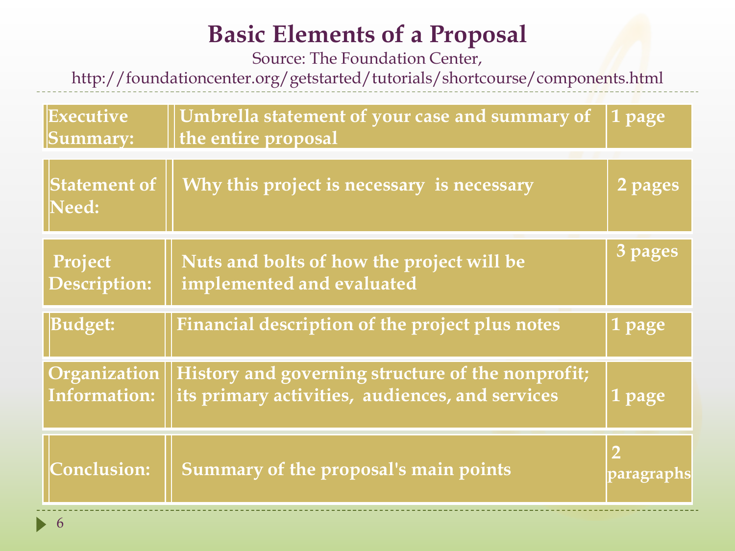# Basic Elements of a Proposal

Source: The Foundation Center, http://foundationcenter.org/getstarted/tutorials/shortcourse/components.html

| Element | Description | Length |
|---|---|---|
| Executive Summary: | Umbrella statement of your case and summary of the entire proposal | 1 page |
| Statement of Need: | Why this project is necessary is necessary | 2 pages |
| Project Description: | Nuts and bolts of how the project will be implemented and evaluated | 3 pages |
| Budget: | Financial description of the project plus notes | 1 page |
| Organization Information: | History and governing structure of the nonprofit; its primary activities, audiences, and services | 1 page |
| Conclusion: | Summary of the proposal's main points | 2 paragraphs |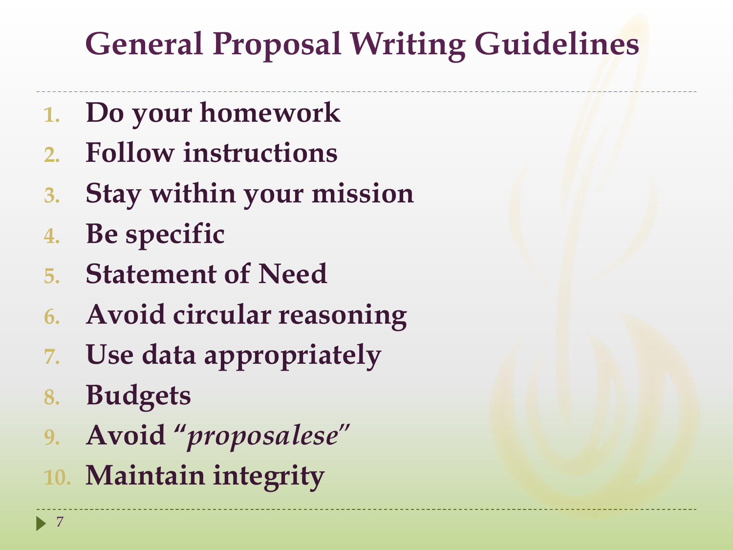# General Proposal Writing Guidelines

1. **Do your homework**
2. **Follow instructions**
3. **Stay within your mission**
4. **Be specific**
5. **Statement of Need**
6. **Avoid circular reasoning**
7. **Use data appropriately**
8. **Budgets**
9. **Avoid "*proposalese*"**
10. **Maintain integrity**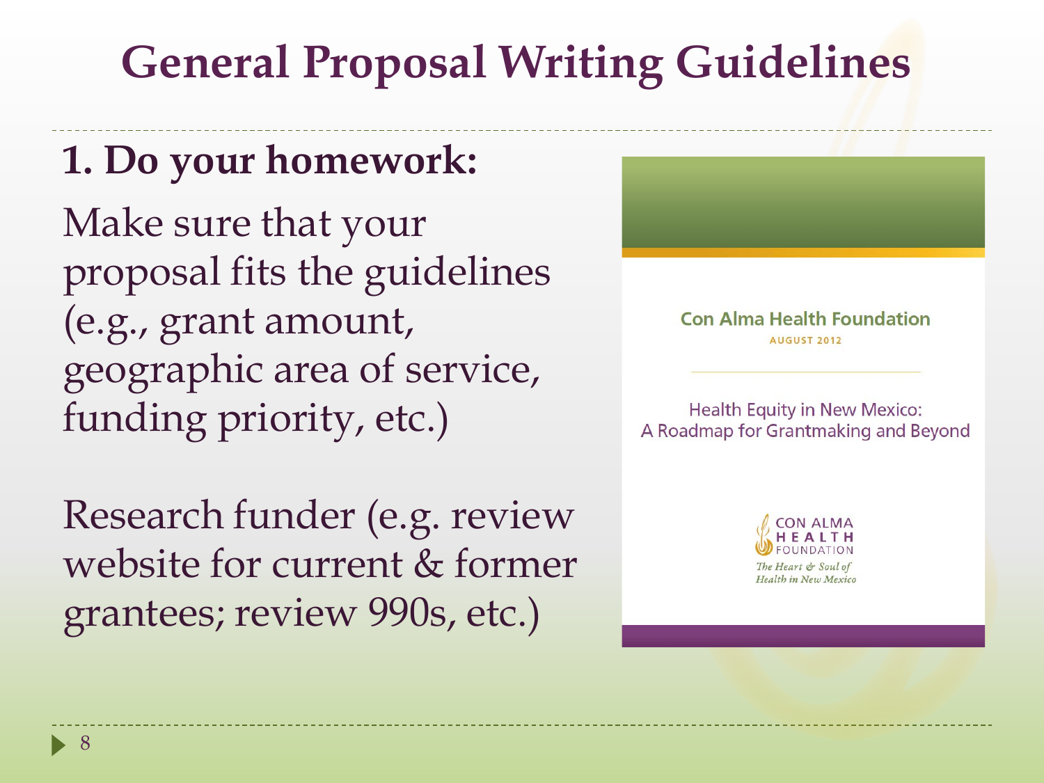# General Proposal Writing Guidelines

## 1. Do your homework:

Make sure that your proposal fits the guidelines (e.g., grant amount, geographic area of service, funding priority, etc.)

Research funder (e.g. review website for current & former grantees; review 990s, etc.)

Con Alma Health Foundation

AUGUST 2012

Health Equity in New Mexico: A Roadmap for Grantmaking and Beyond

CON ALMA HEALTH FOUNDATION

*The Heart & Soul of Health in New Mexico*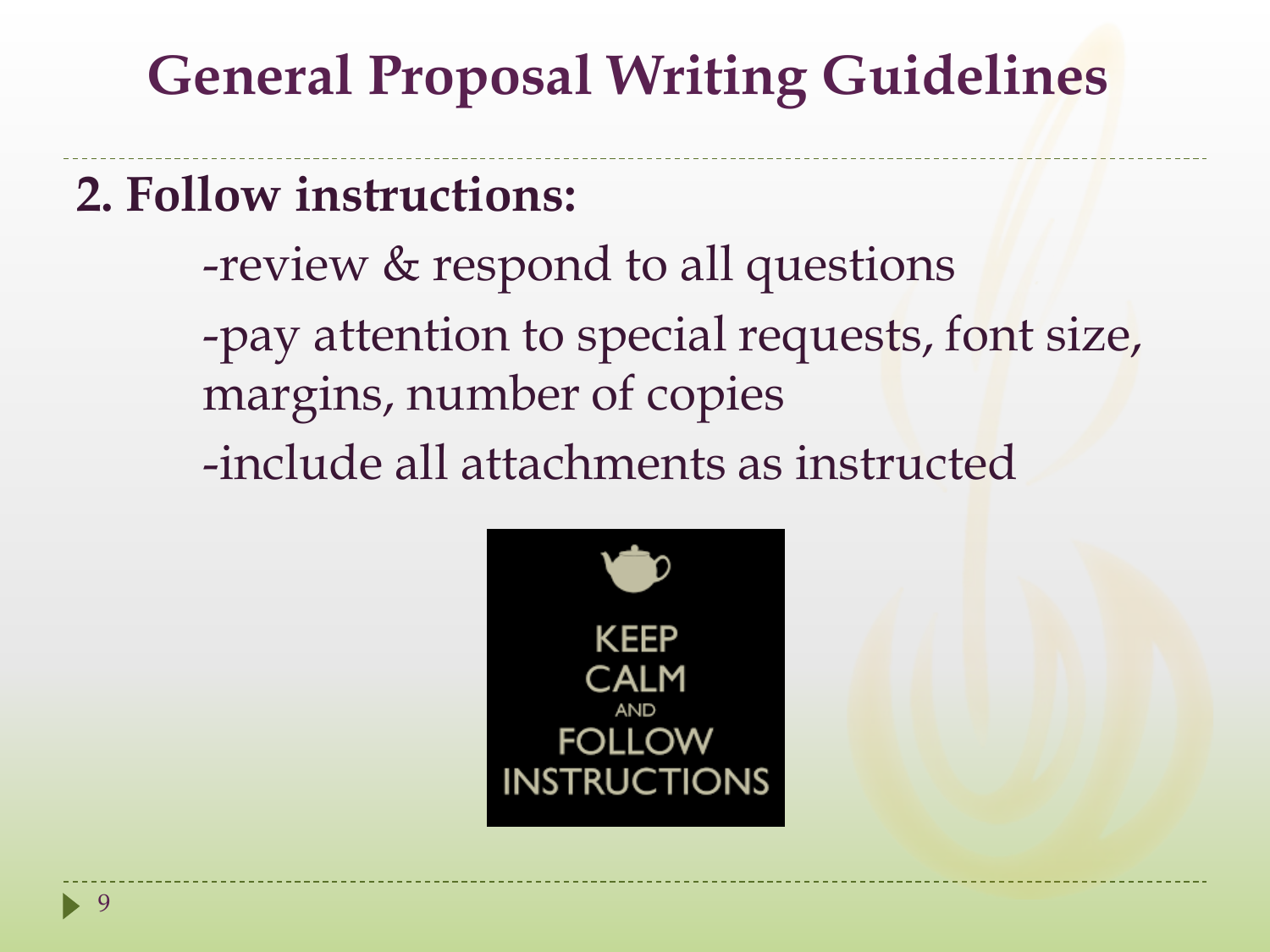# General Proposal Writing Guidelines

**2. Follow instructions:**

-review & respond to all questions

-pay attention to special requests, font size, margins, number of copies

-include all attachments as instructed

KEEP CALM AND FOLLOW INSTRUCTIONS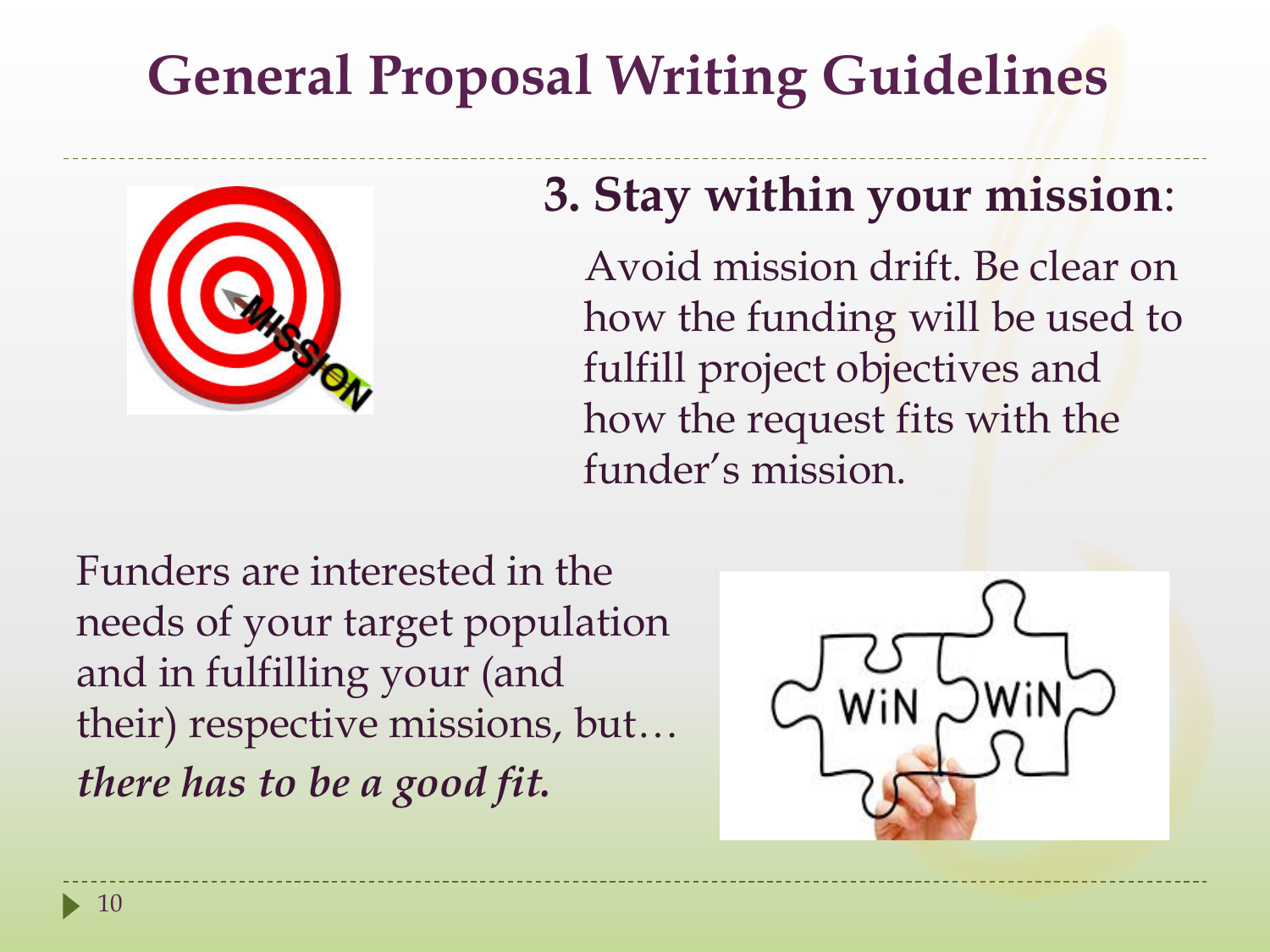# General Proposal Writing Guidelines

## 3. Stay within your mission:

Avoid mission drift. Be clear on how the funding will be used to fulfill project objectives and how the request fits with the funder's mission.

Funders are interested in the needs of your target population and in fulfilling your (and their) respective missions, but…

***there has to be a good fit.***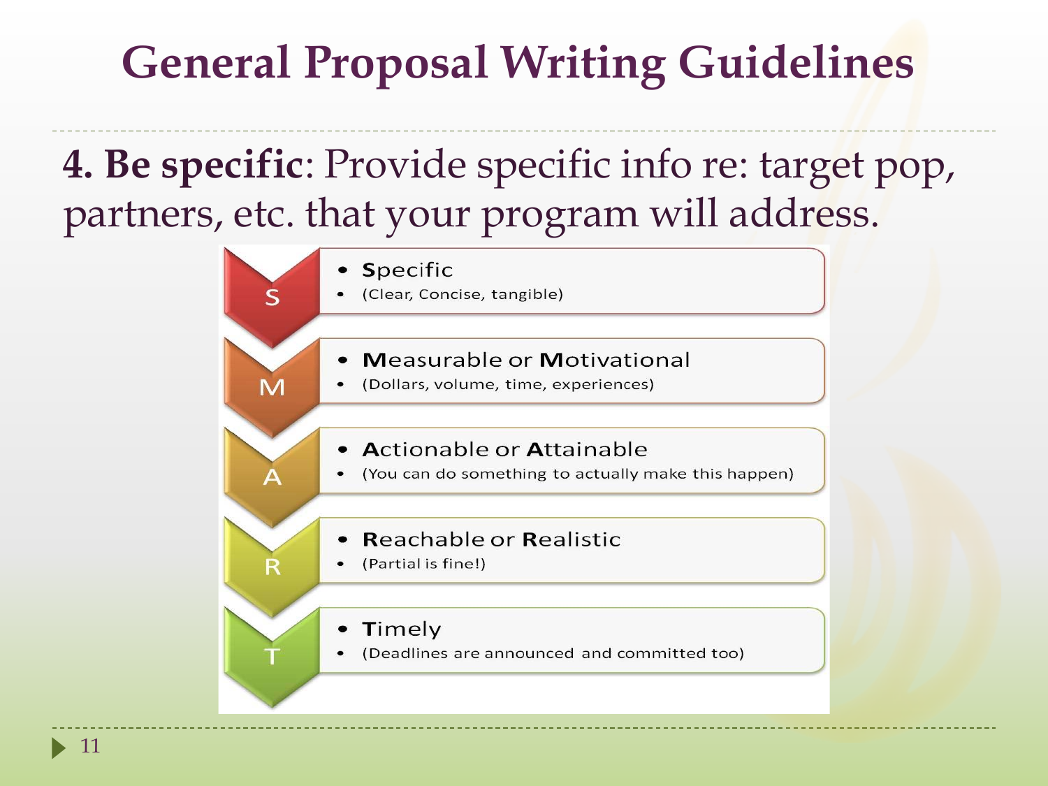# General Proposal Writing Guidelines

**4. Be specific**: Provide specific info re: target pop, partners, etc. that your program will address.

**S**
- **S**pecific
- (Clear, Concise, tangible)

**M**
- **M**easurable or **M**otivational
- (Dollars, volume, time, experiences)

**A**
- **A**ctionable or **A**ttainable
- (You can do something to actually make this happen)

**R**
- **R**eachable or **R**ealistic
- (Partial is fine!)

**T**
- **T**imely
- (Deadlines are announced and committed too)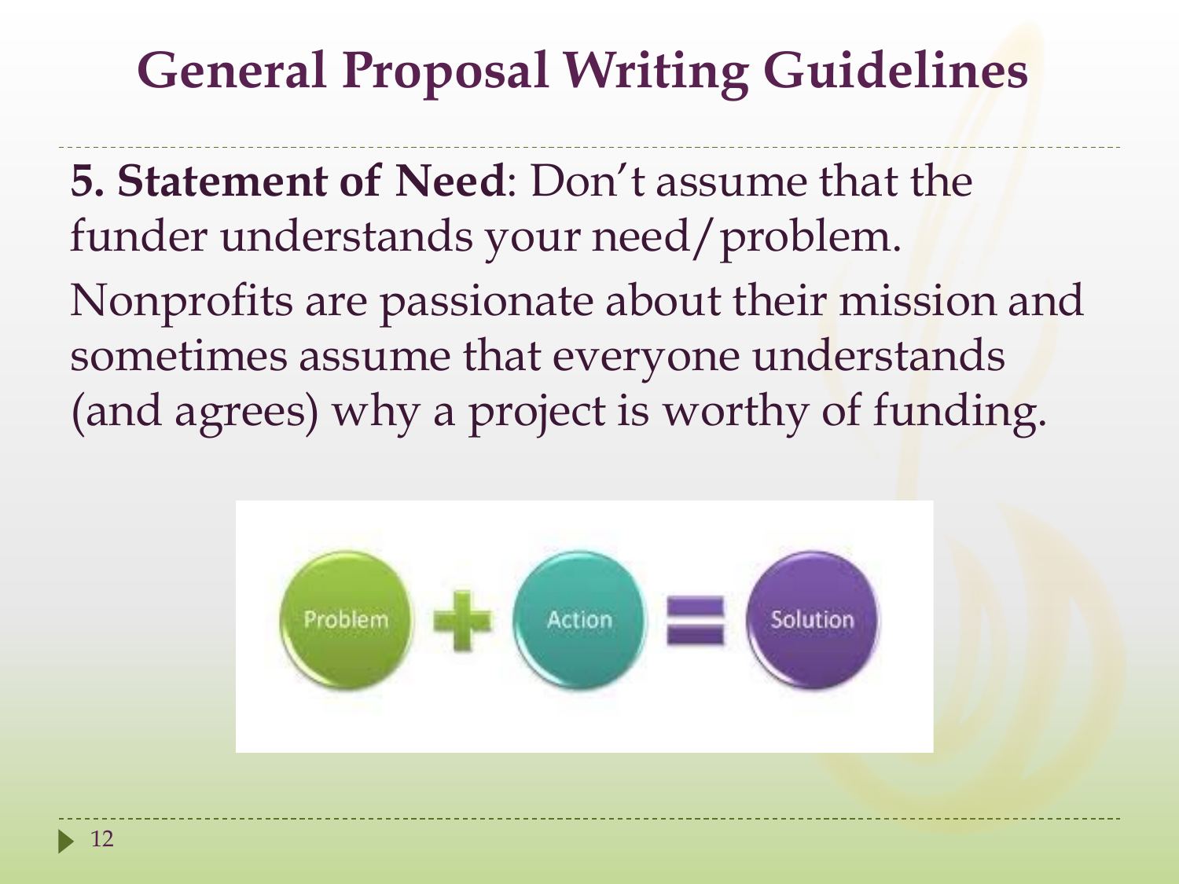# General Proposal Writing Guidelines

**5. Statement of Need**: Don't assume that the funder understands your need/problem.

Nonprofits are passionate about their mission and sometimes assume that everyone understands (and agrees) why a project is worthy of funding.

Problem + Action = Solution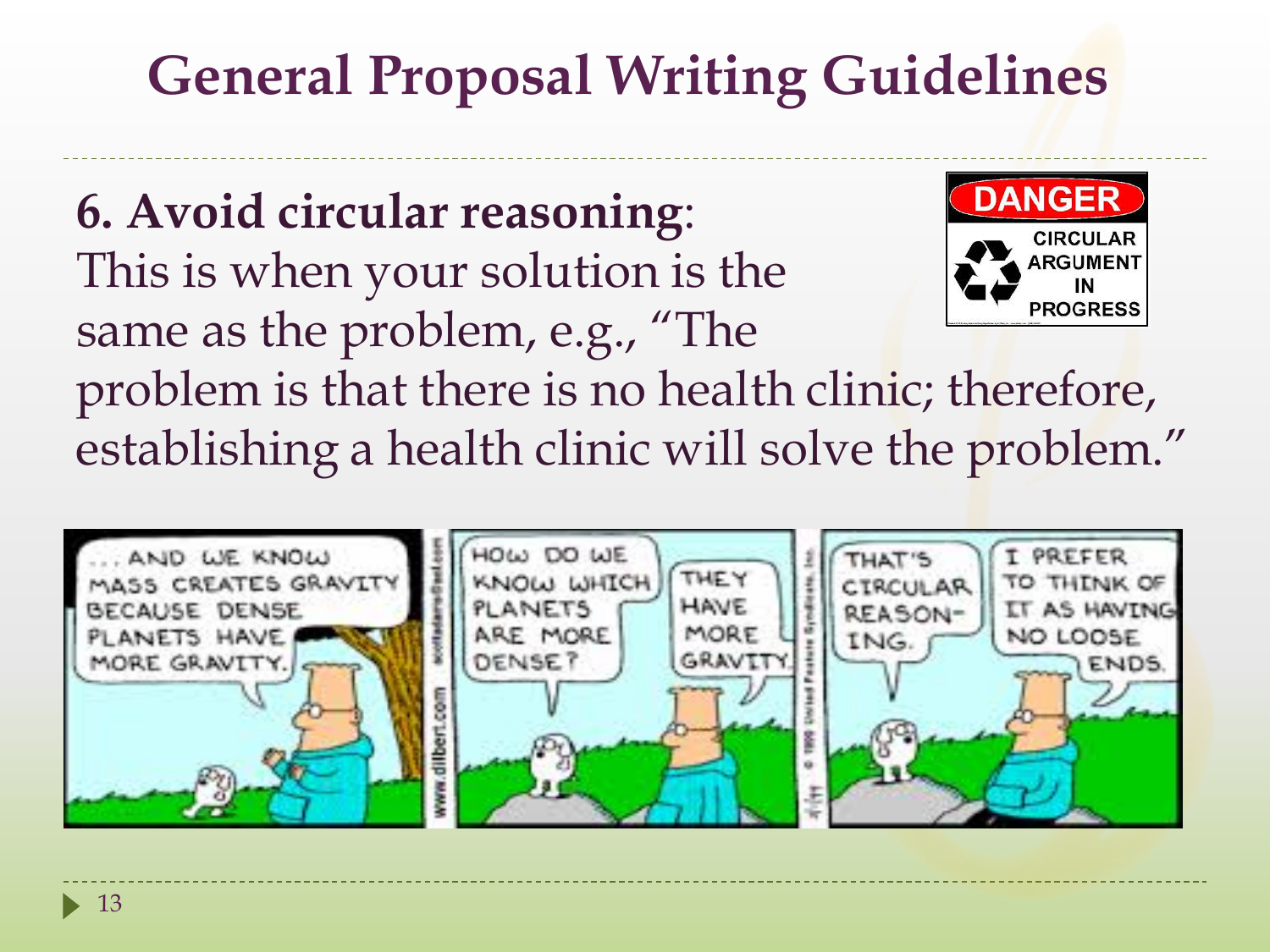# General Proposal Writing Guidelines

**6. Avoid circular reasoning**: This is when your solution is the same as the problem, e.g., "The problem is that there is no health clinic; therefore, establishing a health clinic will solve the problem."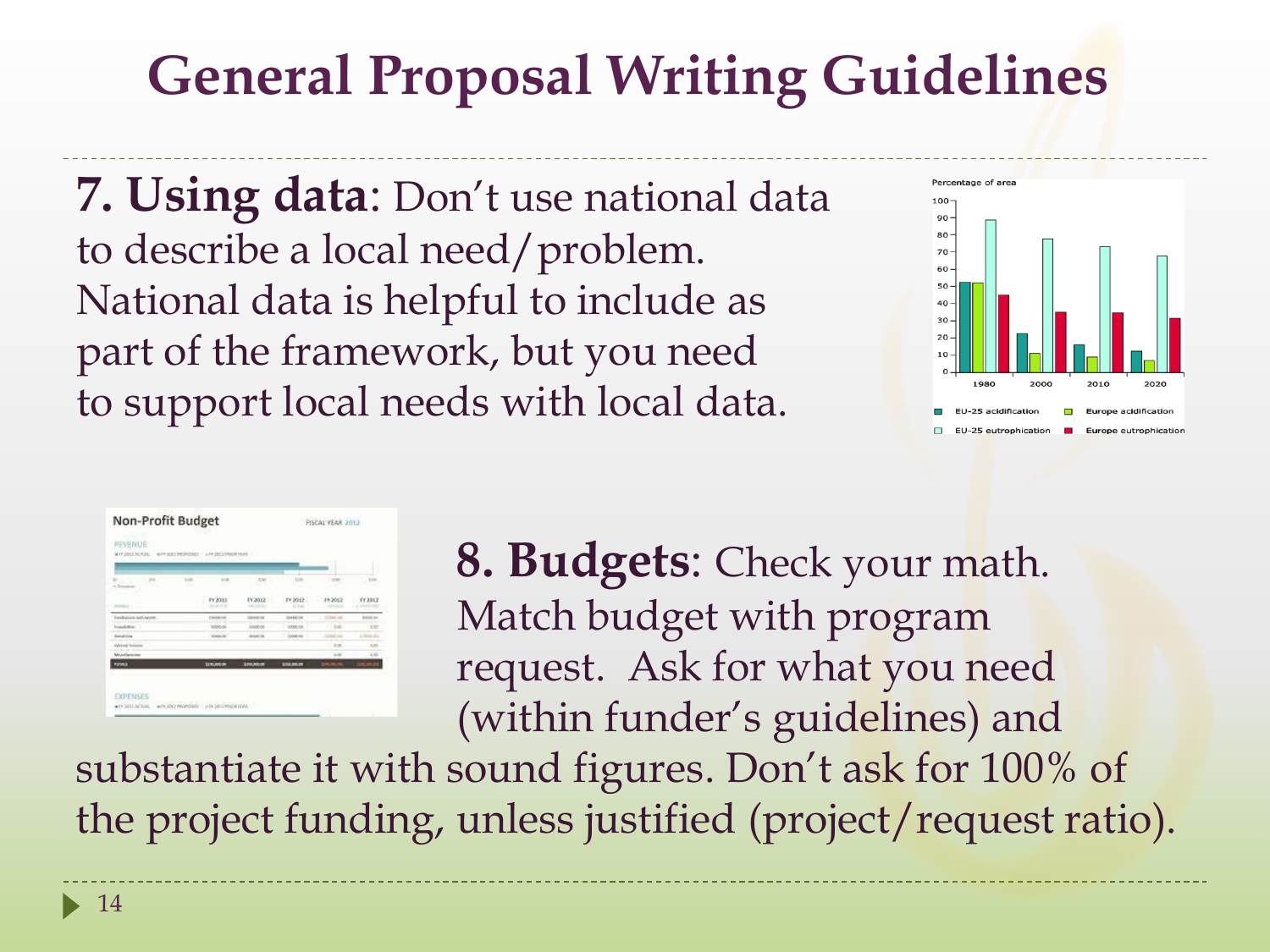# General Proposal Writing Guidelines

**7. Using data**: Don't use national data to describe a local need/problem. National data is helpful to include as part of the framework, but you need to support local needs with local data.

**8. Budgets**: Check your math. Match budget with program request. Ask for what you need (within funder's guidelines) and substantiate it with sound figures. Don't ask for 100% of the project funding, unless justified (project/request ratio).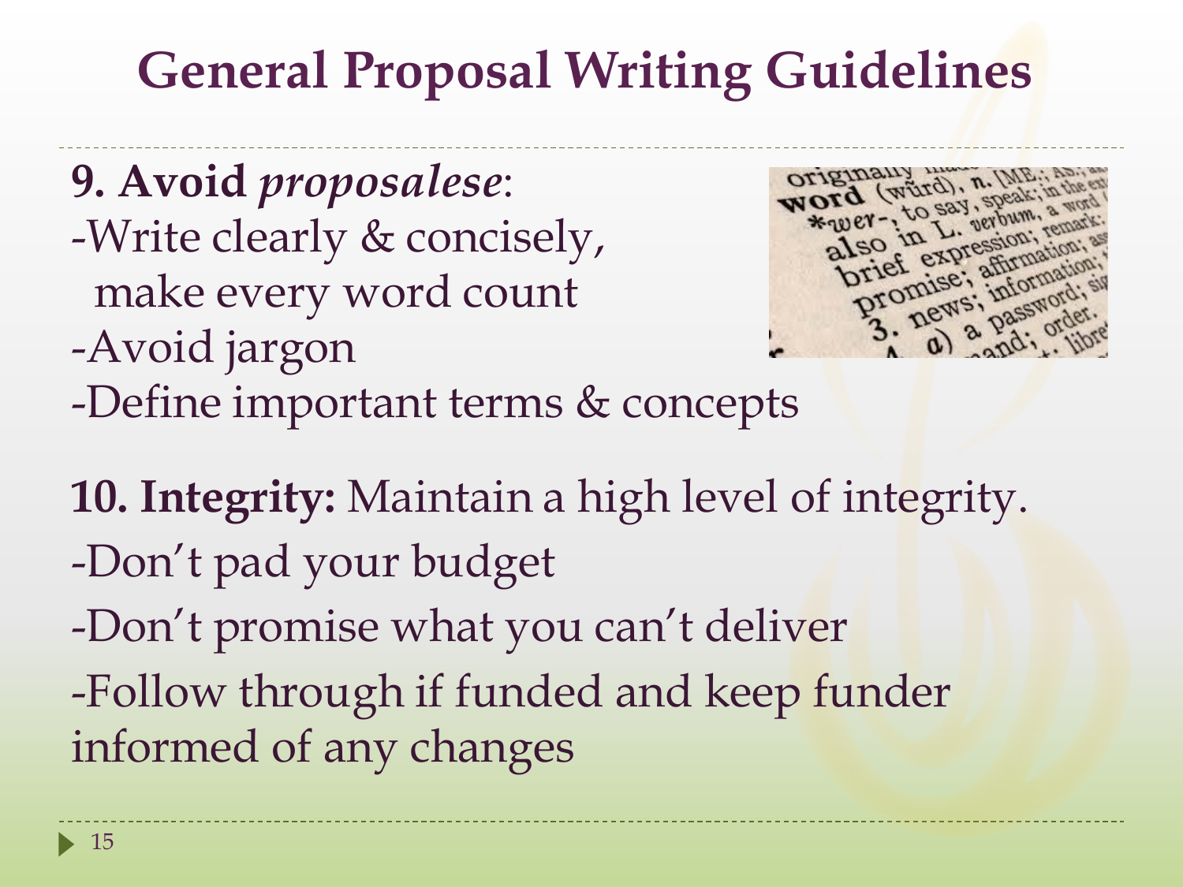# General Proposal Writing Guidelines

**9. Avoid *proposalese***:
-Write clearly & concisely, make every word count
-Avoid jargon
-Define important terms & concepts

**10. Integrity:** Maintain a high level of integrity.
-Don't pad your budget
-Don't promise what you can't deliver
-Follow through if funded and keep funder informed of any changes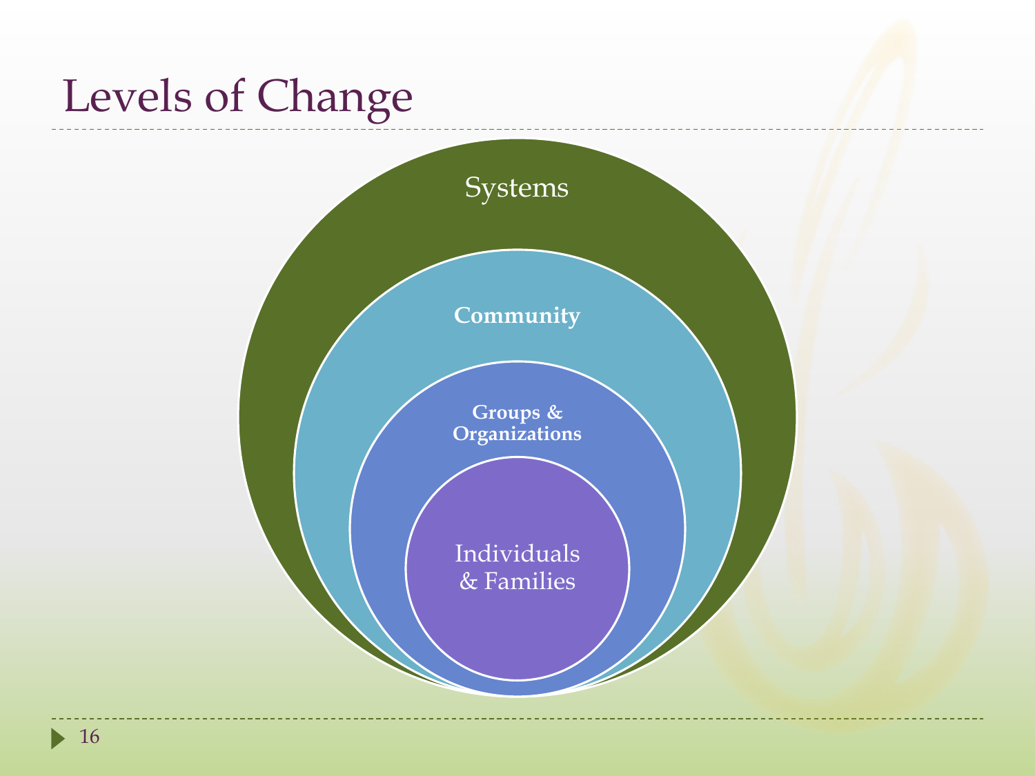# Levels of Change

- Systems
- Community
- Groups & Organizations
- Individuals & Families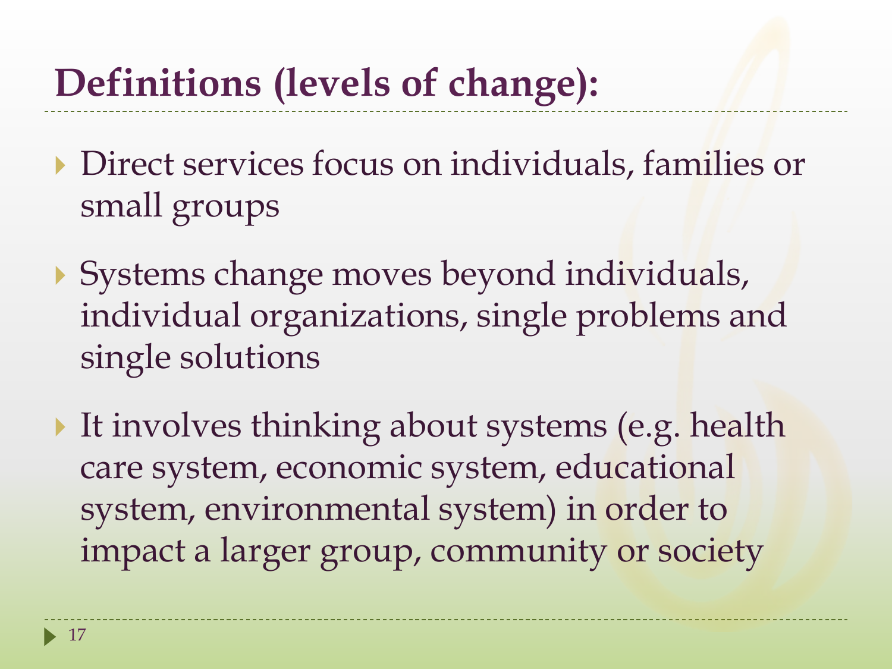# Definitions (levels of change):

- Direct services focus on individuals, families or small groups
- Systems change moves beyond individuals, individual organizations, single problems and single solutions
- It involves thinking about systems (e.g. health care system, economic system, educational system, environmental system) in order to impact a larger group, community or society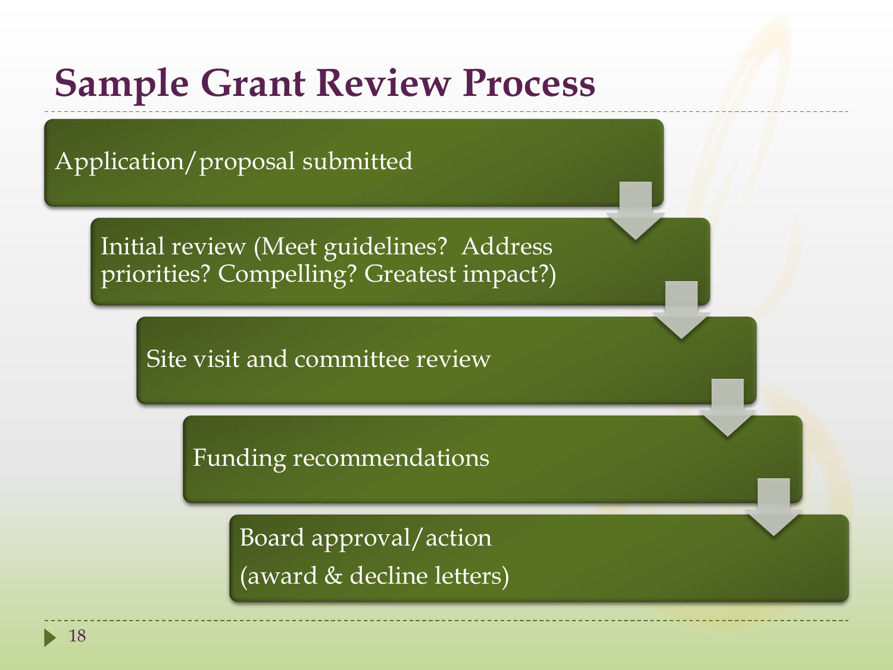# Sample Grant Review Process

1. Application/proposal submitted
2. Initial review (Meet guidelines? Address priorities? Compelling? Greatest impact?)
3. Site visit and committee review
4. Funding recommendations
5. Board approval/action (award & decline letters)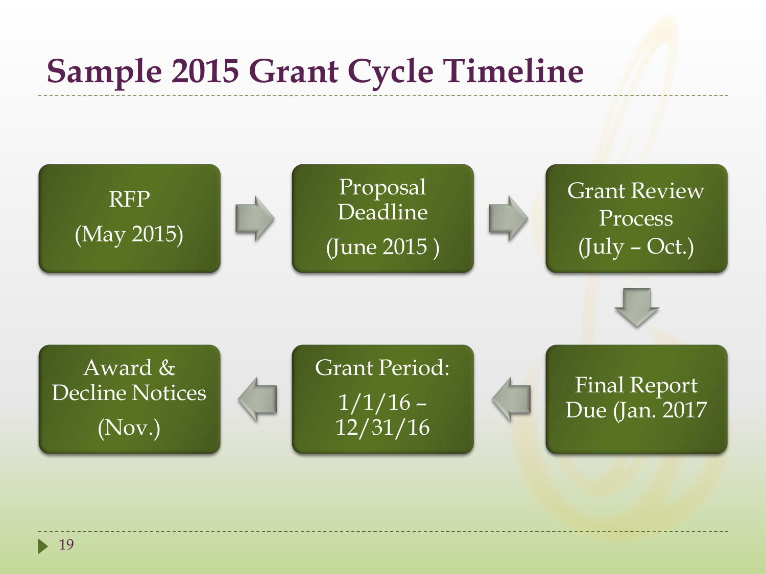# Sample 2015 Grant Cycle Timeline

- RFP (May 2015)
- Proposal Deadline (June 2015 )
- Grant Review Process (July – Oct.)
- Final Report Due (Jan. 2017
- Grant Period: 1/1/16 – 12/31/16
- Award & Decline Notices (Nov.)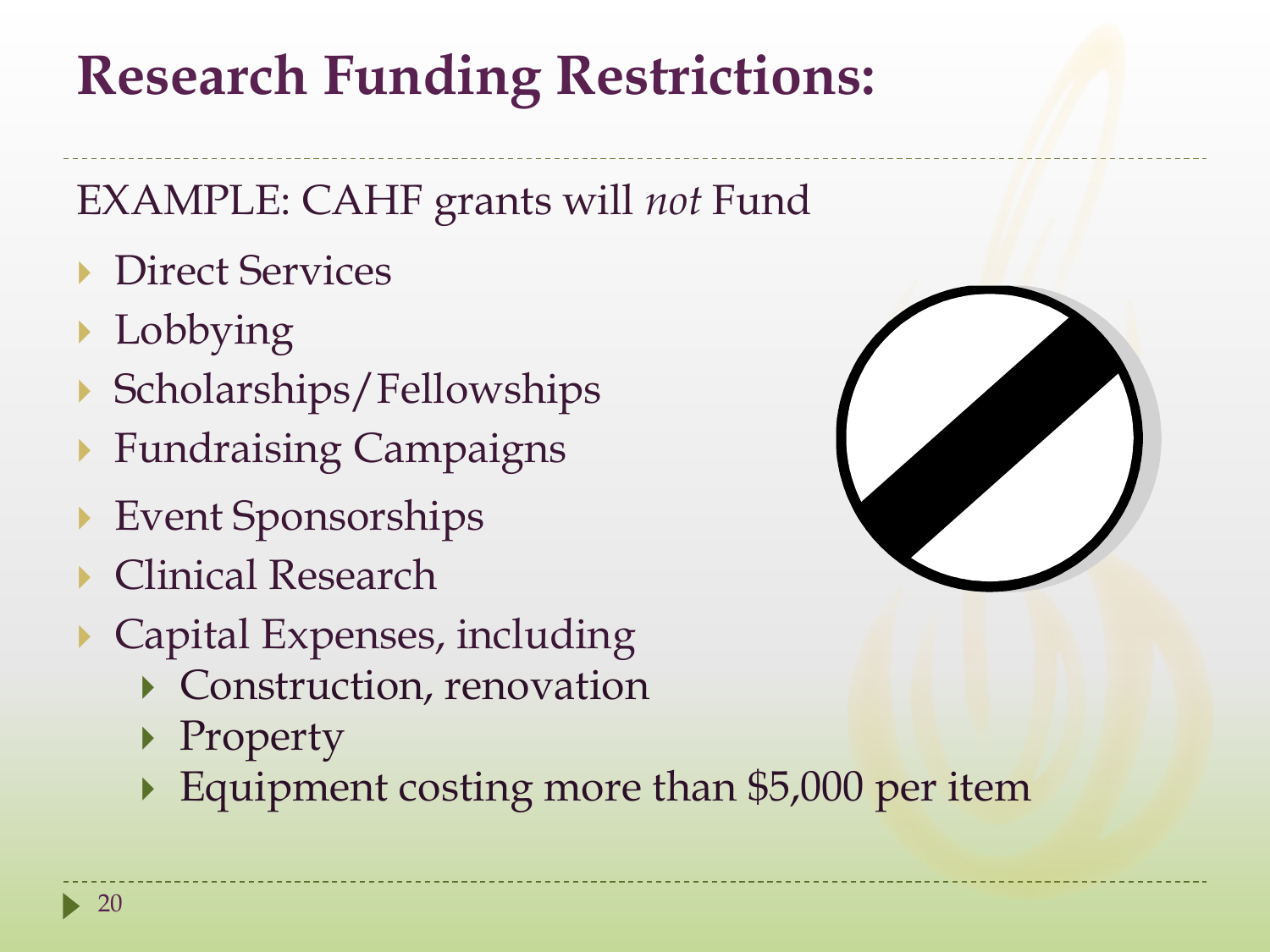# Research Funding Restrictions:

EXAMPLE: CAHF grants will *not* Fund

- Direct Services
- Lobbying
- Scholarships/Fellowships
- Fundraising Campaigns
- Event Sponsorships
- Clinical Research
- Capital Expenses, including
  - Construction, renovation
  - Property
  - Equipment costing more than $5,000 per item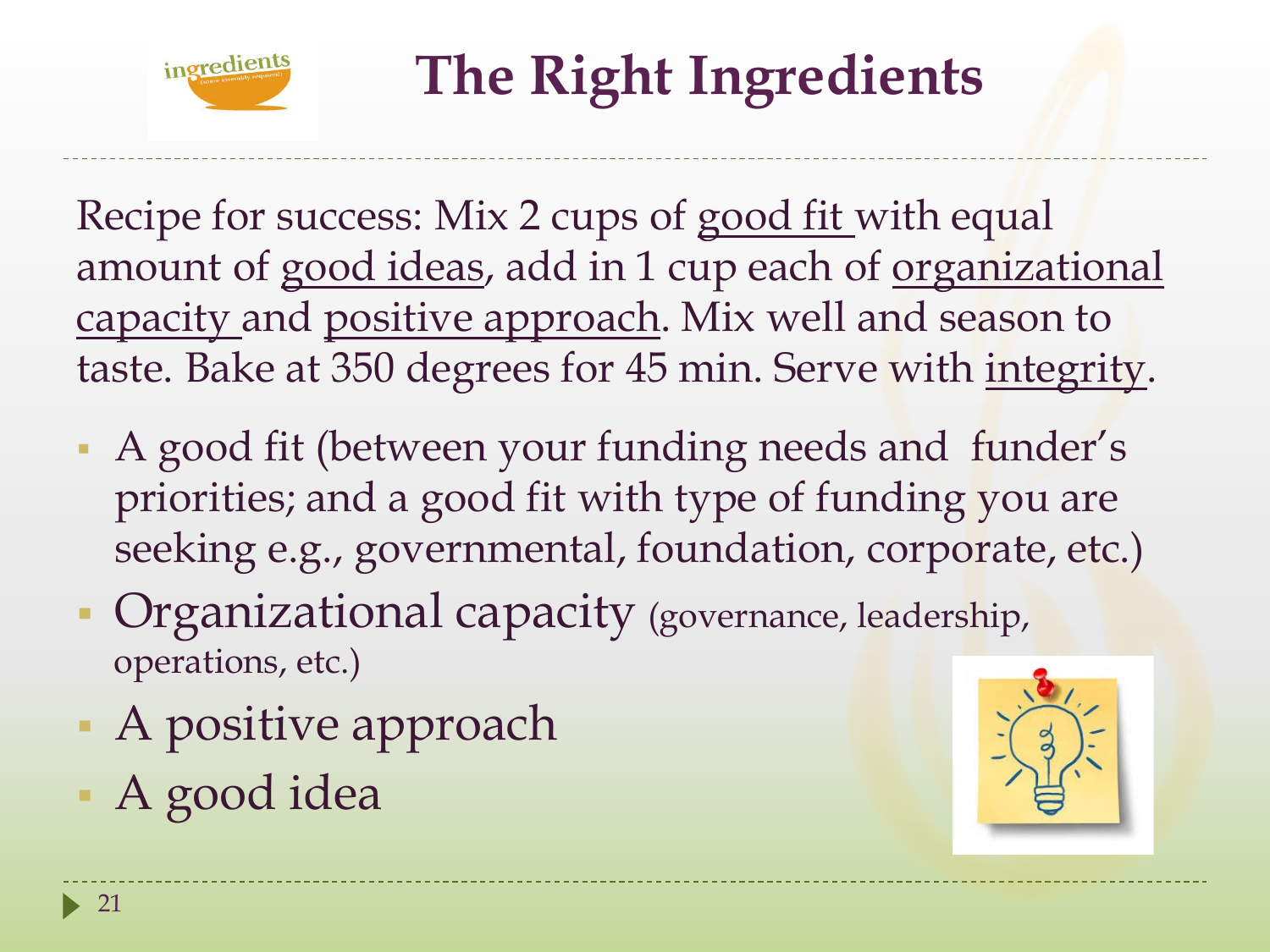# The Right Ingredients

Recipe for success: Mix 2 cups of <u>good fit</u> with equal amount of <u>good ideas</u>, add in 1 cup each of <u>organizational capacity</u> and <u>positive approach</u>. Mix well and season to taste. Bake at 350 degrees for 45 min. Serve with <u>integrity</u>.

- A good fit (between your funding needs and funder's priorities; and a good fit with type of funding you are seeking e.g., governmental, foundation, corporate, etc.)
- Organizational capacity (governance, leadership, operations, etc.)
- A positive approach
- A good idea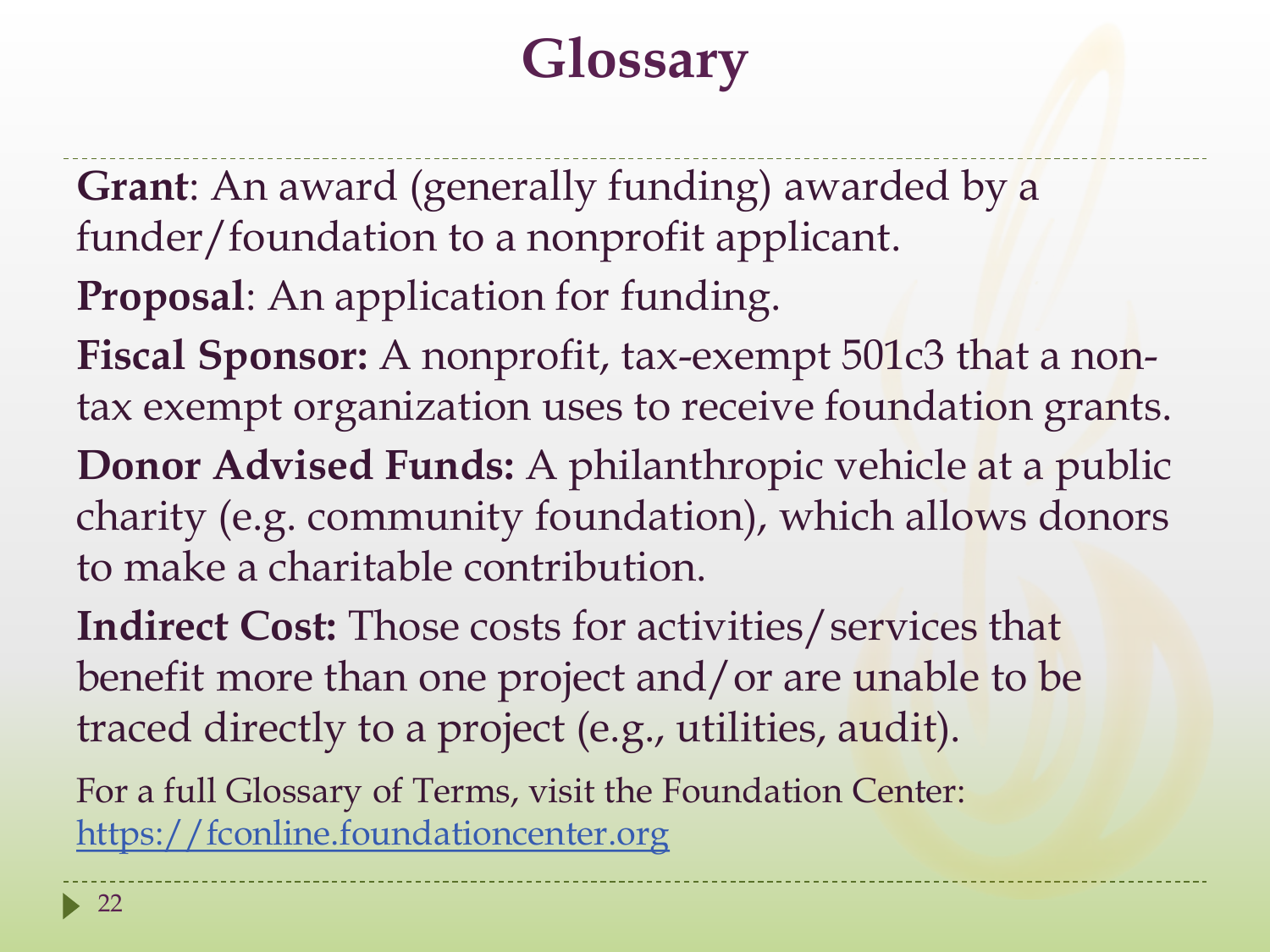# Glossary

**Grant**: An award (generally funding) awarded by a funder/foundation to a nonprofit applicant.

**Proposal**: An application for funding.

**Fiscal Sponsor:** A nonprofit, tax-exempt 501c3 that a non-tax exempt organization uses to receive foundation grants.

**Donor Advised Funds:** A philanthropic vehicle at a public charity (e.g. community foundation), which allows donors to make a charitable contribution.

**Indirect Cost:** Those costs for activities/services that benefit more than one project and/or are unable to be traced directly to a project (e.g., utilities, audit).

For a full Glossary of Terms, visit the Foundation Center: https://fconline.foundationcenter.org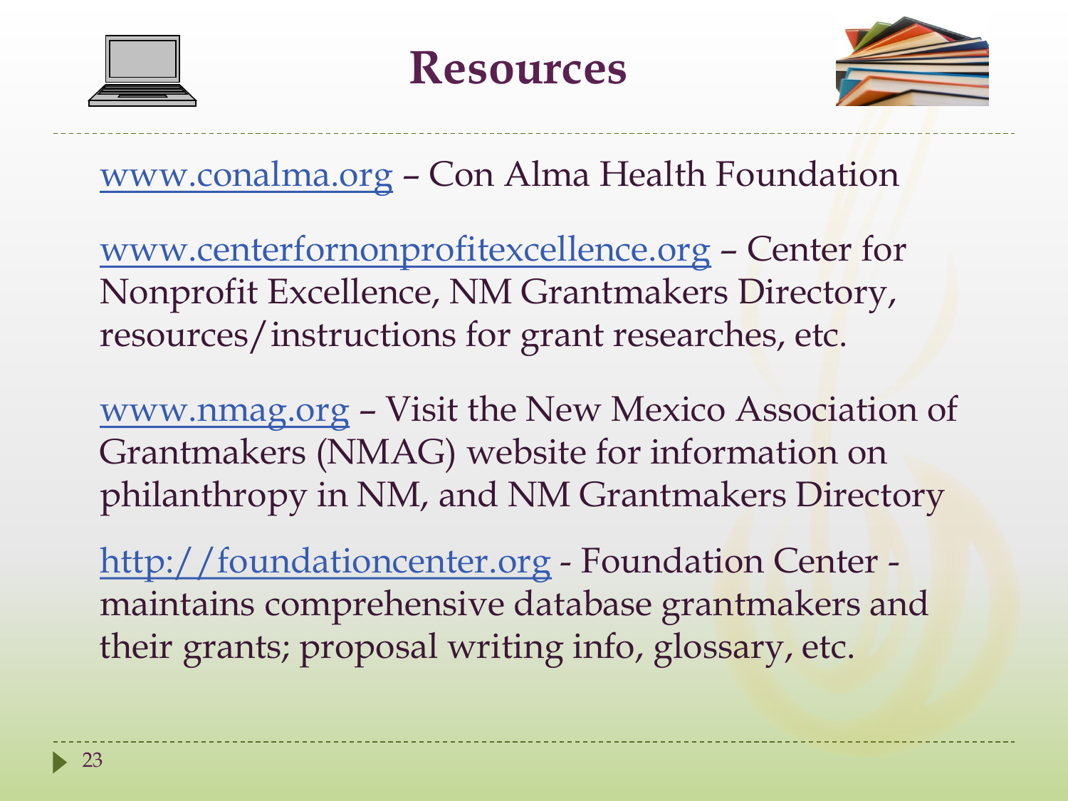# Resources

www.conalma.org – Con Alma Health Foundation

www.centerfornonprofitexcellence.org – Center for Nonprofit Excellence, NM Grantmakers Directory, resources/instructions for grant researches, etc.

www.nmag.org – Visit the New Mexico Association of Grantmakers (NMAG) website for information on philanthropy in NM, and NM Grantmakers Directory

http://foundationcenter.org - Foundation Center - maintains comprehensive database grantmakers and their grants; proposal writing info, glossary, etc.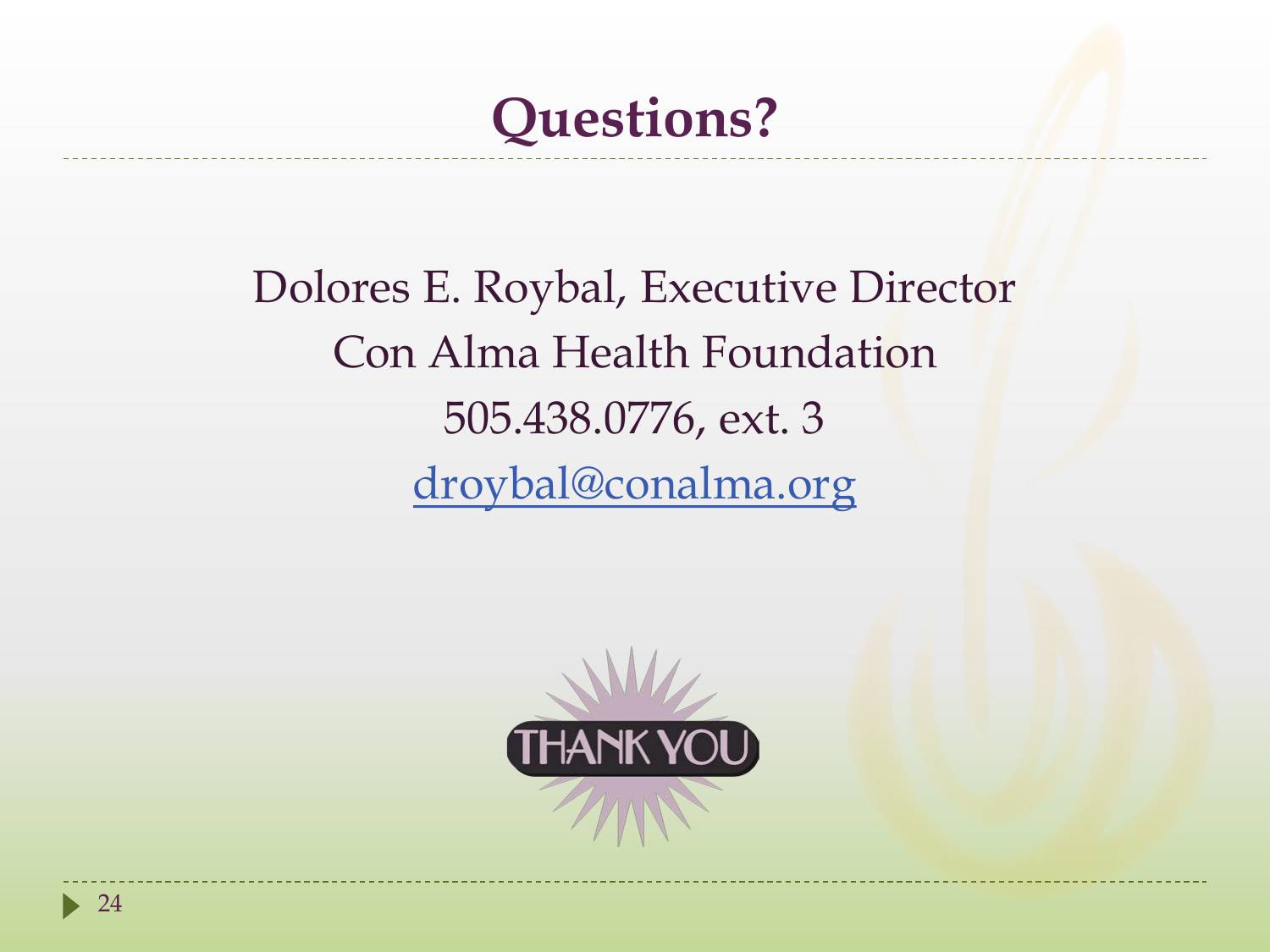# Questions?

Dolores E. Roybal, Executive Director
Con Alma Health Foundation
505.438.0776, ext. 3
droybal@conalma.org

THANK YOU